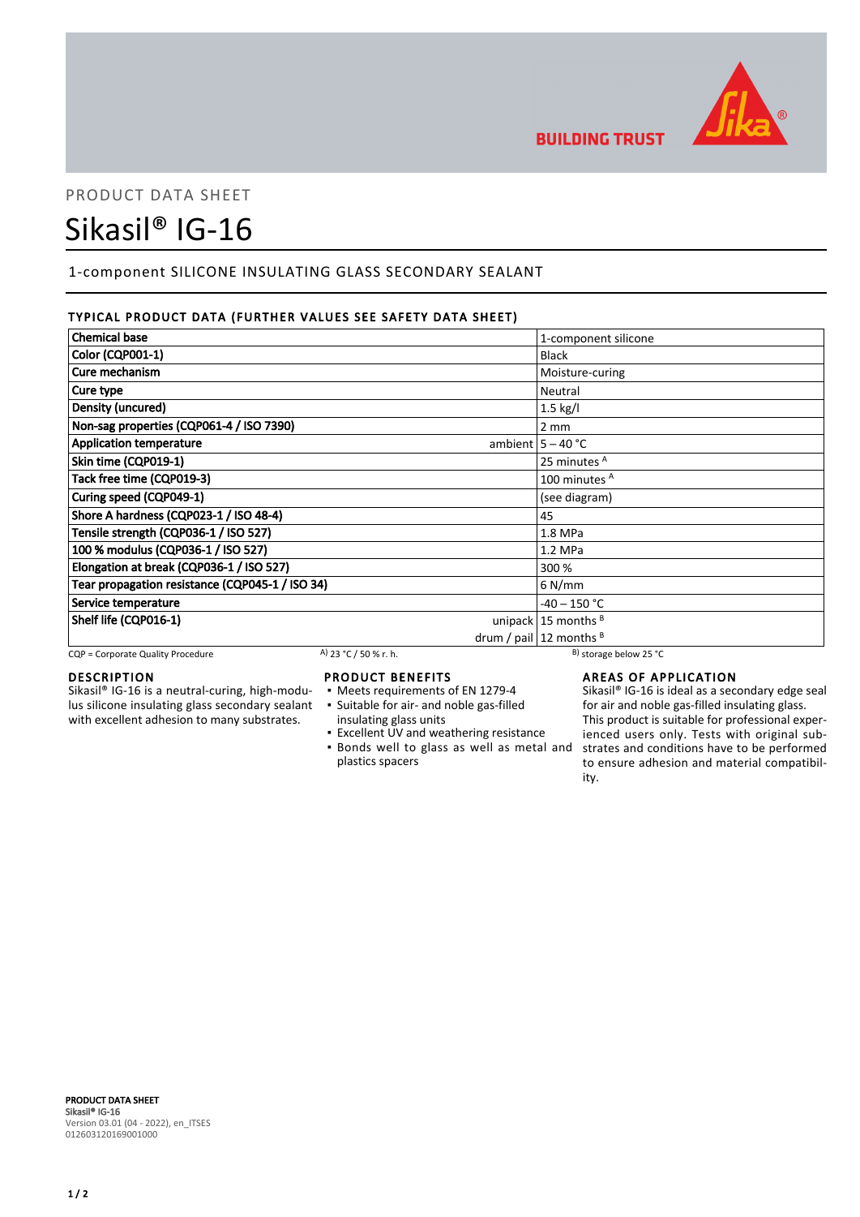PRODUCT DATA SHEET

# Sikasil® IG-16

1-component SILICONE INSULATING GLASS SECONDARY SEALANT

## TYPICAL PRODUCT DATA (FURTHER VALUES SEE SAFETY DATA SHEET)

| Property | | Value |
|---|---|---|
| Chemical base | | 1-component silicone |
| Color (CQP001-1) | | Black |
| Cure mechanism | | Moisture-curing |
| Cure type | | Neutral |
| Density (uncured) | | 1.5 kg/l |
| Non-sag properties (CQP061-4 / ISO 7390) | | 2 mm |
| Application temperature | ambient | 5 – 40 °C |
| Skin time (CQP019-1) | | 25 minutes [A] |
| Tack free time (CQP019-3) | | 100 minutes [A] |
| Curing speed (CQP049-1) | | (see diagram) |
| Shore A hardness (CQP023-1 / ISO 48-4) | | 45 |
| Tensile strength (CQP036-1 / ISO 527) | | 1.8 MPa |
| 100 % modulus (CQP036-1 / ISO 527) | | 1.2 MPa |
| Elongation at break (CQP036-1 / ISO 527) | | 300 % |
| Tear propagation resistance (CQP045-1 / ISO 34) | | 6 N/mm |
| Service temperature | | -40 – 150 °C |
| Shelf life (CQP016-1) | unipack | 15 months [B] |
| | drum / pail | 12 months [B] |

CQP = Corporate Quality Procedure  
A) 23 °C / 50 % r. h.  
B) storage below 25 °C

## DESCRIPTION

Sikasil® IG-16 is a neutral-curing, high-modulus silicone insulating glass secondary sealant with excellent adhesion to many substrates.

## PRODUCT BENEFITS

- Meets requirements of EN 1279-4
- Suitable for air- and noble gas-filled insulating glass units
- Excellent UV and weathering resistance
- Bonds well to glass as well as metal and plastics spacers

## AREAS OF APPLICATION

Sikasil® IG-16 is ideal as a secondary edge seal for air and noble gas-filled insulating glass.
This product is suitable for professional experienced users only. Tests with original substrates and conditions have to be performed to ensure adhesion and material compatibility.

**PRODUCT DATA SHEET**  
**Sikasil® IG-16**  
Version 03.01 (04 - 2022), en_ITSES  
012603120169001000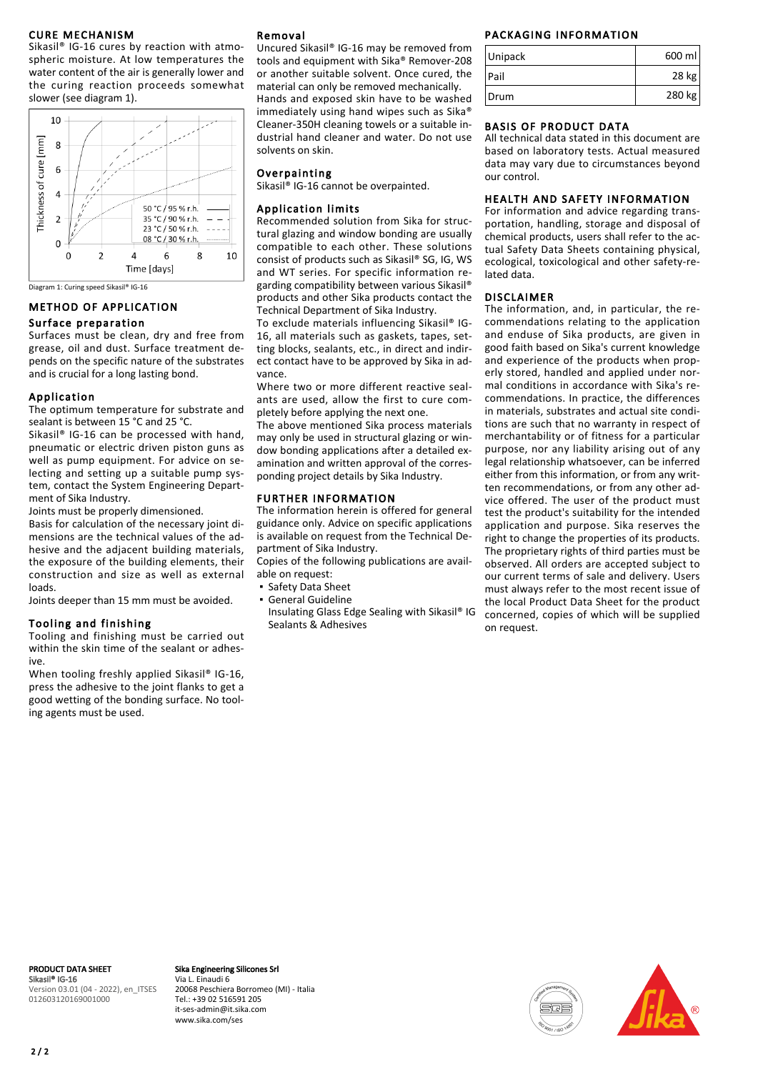## CURE MECHANISM

Sikasil® IG-16 cures by reaction with atmospheric moisture. At low temperatures the water content of the air is generally lower and the curing reaction proceeds somewhat slower (see diagram 1).

Thickness of cure [mm]

10
8
6
4
2
0

0 2 4 6 8 10

Time [days]

50 °C / 95 % r.h.
35 °C / 90 % r.h.
23 °C / 50 % r.h.
08 °C / 30 % r.h.

Diagram 1: Curing speed Sikasil® IG-16

## METHOD OF APPLICATION

### Surface preparation

Surfaces must be clean, dry and free from grease, oil and dust. Surface treatment depends on the specific nature of the substrates and is crucial for a long lasting bond.

### Application

The optimum temperature for substrate and sealant is between 15 °C and 25 °C.

Sikasil® IG-16 can be processed with hand, pneumatic or electric driven piston guns as well as pump equipment. For advice on selecting and setting up a suitable pump system, contact the System Engineering Department of Sika Industry.

Joints must be properly dimensioned.

Basis for calculation of the necessary joint dimensions are the technical values of the adhesive and the adjacent building materials, the exposure of the building elements, their construction and size as well as external loads.

Joints deeper than 15 mm must be avoided.

### Tooling and finishing

Tooling and finishing must be carried out within the skin time of the sealant or adhesive.

When tooling freshly applied Sikasil® IG-16, press the adhesive to the joint flanks to get a good wetting of the bonding surface. No tooling agents must be used.

### Removal

Uncured Sikasil® IG-16 may be removed from tools and equipment with Sika® Remover-208 or another suitable solvent. Once cured, the material can only be removed mechanically.

Hands and exposed skin have to be washed immediately using hand wipes such as Sika® Cleaner-350H cleaning towels or a suitable industrial hand cleaner and water. Do not use solvents on skin.

### Overpainting

Sikasil® IG-16 cannot be overpainted.

### Application limits

Recommended solution from Sika for structural glazing and window bonding are usually compatible to each other. These solutions consist of products such as Sikasil® SG, IG, WS and WT series. For specific information regarding compatibility between various Sikasil® products and other Sika products contact the Technical Department of Sika Industry.

To exclude materials influencing Sikasil® IG-16, all materials such as gaskets, tapes, setting blocks, sealants, etc., in direct and indirect contact have to be approved by Sika in advance.

Where two or more different reactive sealants are used, allow the first to cure completely before applying the next one.

The above mentioned Sika process materials may only be used in structural glazing or window bonding applications after a detailed examination and written approval of the corresponding project details by Sika Industry.

## FURTHER INFORMATION

The information herein is offered for general guidance only. Advice on specific applications is available on request from the Technical Department of Sika Industry.

Copies of the following publications are available on request:

- Safety Data Sheet
- General Guideline
  Insulating Glass Edge Sealing with Sikasil® IG Sealants & Adhesives

## PACKAGING INFORMATION

| | |
|---|---|
| Unipack | 600 ml |
| Pail | 28 kg |
| Drum | 280 kg |

## BASIS OF PRODUCT DATA

All technical data stated in this document are based on laboratory tests. Actual measured data may vary due to circumstances beyond our control.

## HEALTH AND SAFETY INFORMATION

For information and advice regarding transportation, handling, storage and disposal of chemical products, users shall refer to the actual Safety Data Sheets containing physical, ecological, toxicological and other safety-related data.

## DISCLAIMER

The information, and, in particular, the recommendations relating to the application and enduse of Sika products, are given in good faith based on Sika's current knowledge and experience of the products when properly stored, handled and applied under normal conditions in accordance with Sika's recommendations. In practice, the differences in materials, substrates and actual site conditions are such that no warranty in respect of merchantability or of fitness for a particular purpose, nor any liability arising out of any legal relationship whatsoever, can be inferred either from this information, or from any written recommendations, or from any other advice offered. The user of the product must test the product's suitability for the intended application and purpose. Sika reserves the right to change the properties of its products. The proprietary rights of third parties must be observed. All orders are accepted subject to our current terms of sale and delivery. Users must always refer to the most recent issue of the local Product Data Sheet for the product concerned, copies of which will be supplied on request.

**PRODUCT DATA SHEET**
**Sikasil® IG-16**
Version 03.01 (04 - 2022), en_ITSES
012603120169001000

**Sika Engineering Silicones Srl**
Via L. Einaudi 6
20068 Peschiera Borromeo (MI) - Italia
Tel.: +39 02 516591 205
it-ses-admin@it.sika.com
www.sika.com/ses